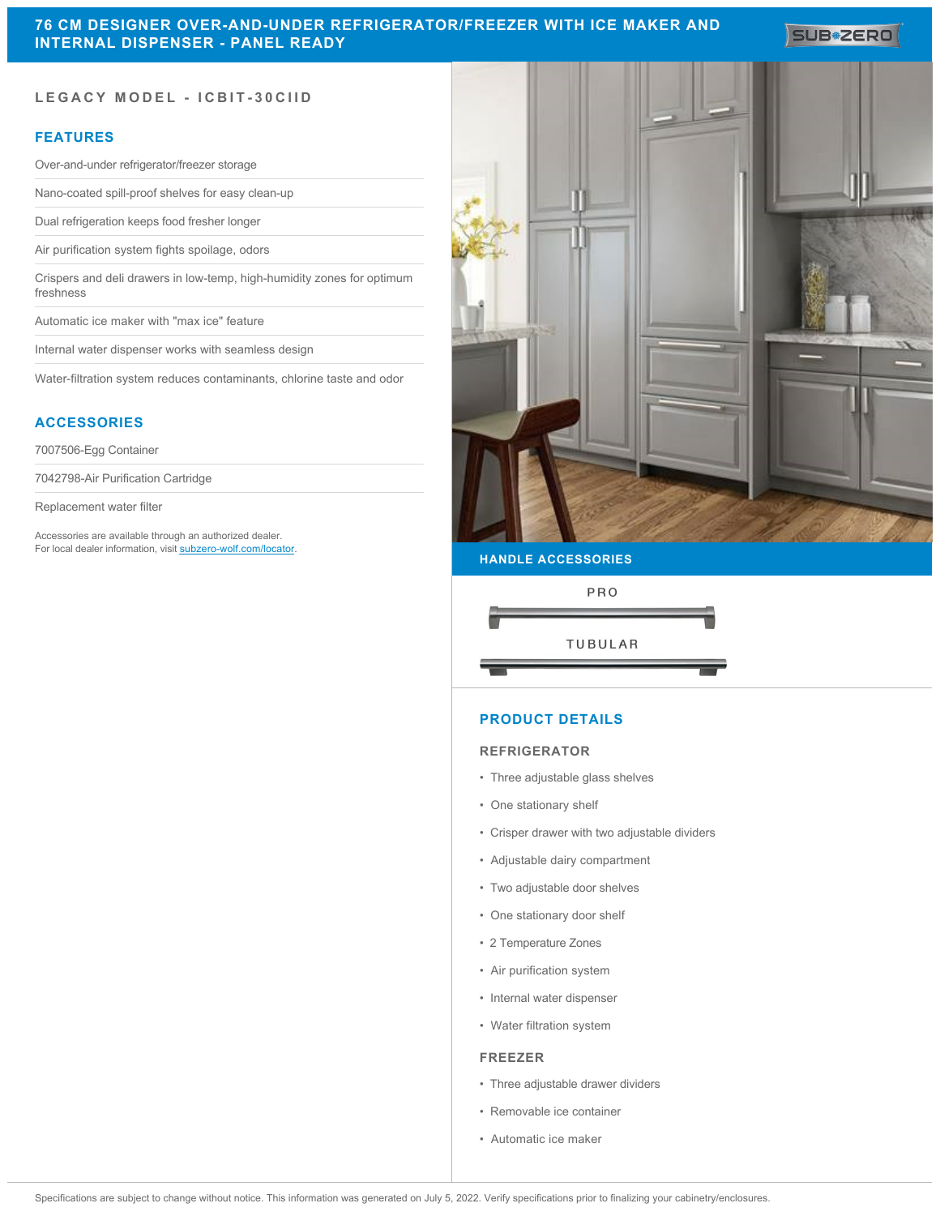# 76 CM DESIGNER OVER-AND-UNDER REFRIGERATOR/FREEZER WITH ICE MAKER AND INTERNAL DISPENSER - PANEL READY

SUB-ZERO

### LEGACY MODEL - ICBIT-30CIID

## FEATURES

- Over-and-under refrigerator/freezer storage
- Nano-coated spill-proof shelves for easy clean-up
- Dual refrigeration keeps food fresher longer
- Air purification system fights spoilage, odors
- Crispers and deli drawers in low-temp, high-humidity zones for optimum freshness
- Automatic ice maker with "max ice" feature
- Internal water dispenser works with seamless design
- Water-filtration system reduces contaminants, chlorine taste and odor

## ACCESSORIES

- 7007506-Egg Container
- 7042798-Air Purification Cartridge
- Replacement water filter

Accessories are available through an authorized dealer.
For local dealer information, visit subzero-wolf.com/locator.

## HANDLE ACCESSORIES

PRO

TUBULAR

## PRODUCT DETAILS

### REFRIGERATOR

- Three adjustable glass shelves
- One stationary shelf
- Crisper drawer with two adjustable dividers
- Adjustable dairy compartment
- Two adjustable door shelves
- One stationary door shelf
- 2 Temperature Zones
- Air purification system
- Internal water dispenser
- Water filtration system

### FREEZER

- Three adjustable drawer dividers
- Removable ice container
- Automatic ice maker

Specifications are subject to change without notice. This information was generated on July 5, 2022. Verify specifications prior to finalizing your cabinetry/enclosures.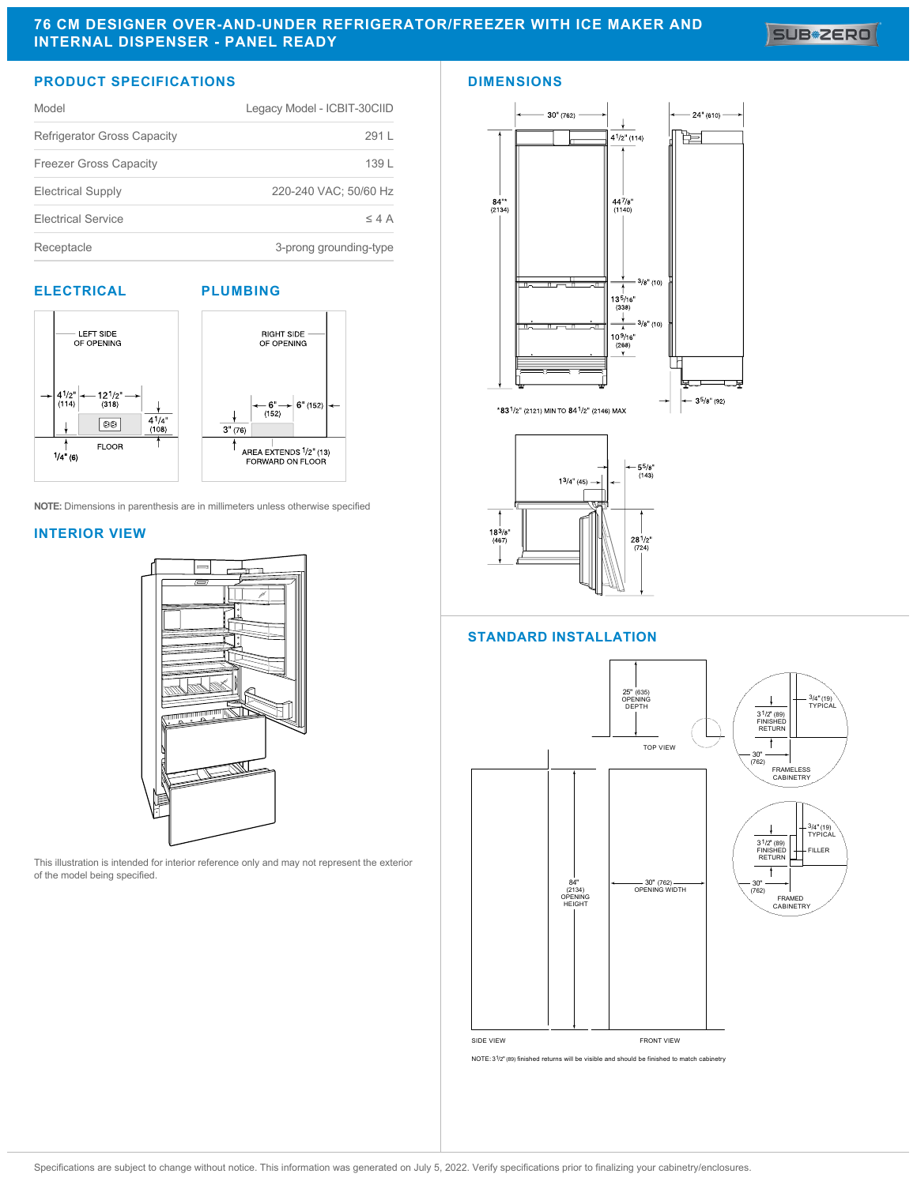# 76 CM DESIGNER OVER-AND-UNDER REFRIGERATOR/FREEZER WITH ICE MAKER AND INTERNAL DISPENSER - PANEL READY

## PRODUCT SPECIFICATIONS

| | |
|---|---|
| Model | Legacy Model - ICBIT-30CIID |
| Refrigerator Gross Capacity | 291 L |
| Freezer Gross Capacity | 139 L |
| Electrical Supply | 220-240 VAC; 50/60 Hz |
| Electrical Service | ≤ 4 A |
| Receptacle | 3-prong grounding-type |

## ELECTRICAL

LEFT SIDE OF OPENING

4 1/2" (114)

12 1/2" (318)

4 1/4" (108)

FLOOR

1/4" (6)

## PLUMBING

RIGHT SIDE OF OPENING

6" (152)

6" (152)

3" (76)

AREA EXTENDS 1/2" (13) FORWARD ON FLOOR

**NOTE:** Dimensions in parenthesis are in millimeters unless otherwise specified

## INTERIOR VIEW

This illustration is intended for interior reference only and may not represent the exterior of the model being specified.

## DIMENSIONS

30" (762)

24" (610)

4 1/2" (114)

84"* (2134)

44 7/8" (1140)

3/8" (10)

13 5/16" (338)

3/8" (10)

10 9/16" (268)

3 5/8" (92)

*83 1/2" (2121) MIN TO 84 1/2" (2146) MAX

1 3/4" (45)

5 5/8" (143)

18 3/8" (467)

28 1/2" (724)

## STANDARD INSTALLATION

25" (635) OPENING DEPTH

TOP VIEW

3/4" (19) TYPICAL

3 1/2" (89) FINISHED RETURN

30" (762)

FRAMELESS CABINETRY

3/4" (19) TYPICAL

3 1/2" (89) FINISHED RETURN

FILLER

30" (762)

FRAMED CABINETRY

84" (2134) OPENING HEIGHT

30" (762) OPENING WIDTH

SIDE VIEW

FRONT VIEW

NOTE: 3 1/2" (89) finished returns will be visible and should be finished to match cabinetry

Specifications are subject to change without notice. This information was generated on July 5, 2022. Verify specifications prior to finalizing your cabinetry/enclosures.